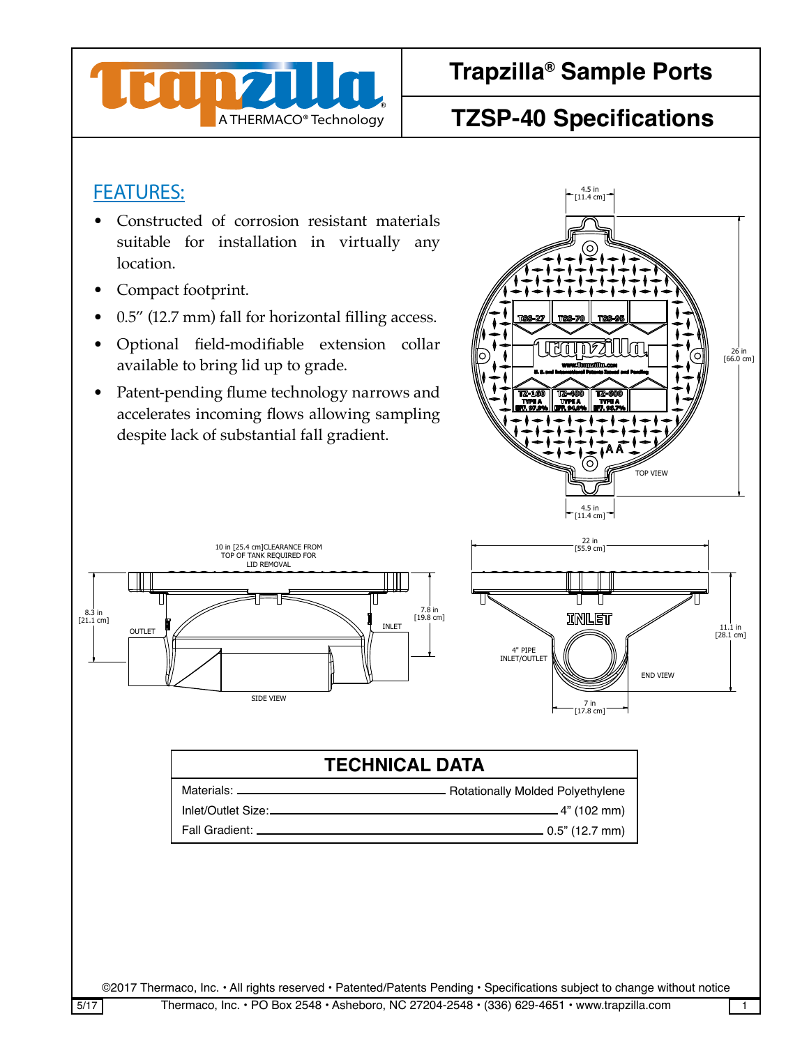# Trapzilla® Sample Ports

## TZSP-40 Specifications

A THERMACO® Technology

## FEATURES:

- Constructed of corrosion resistant materials suitable for installation in virtually any location.
- Compact footprint.
- 0.5" (12.7 mm) fall for horizontal filling access.
- Optional field-modifiable extension collar available to bring lid up to grade.
- Patent-pending flume technology narrows and accelerates incoming flows allowing sampling despite lack of substantial fall gradient.

## TECHNICAL DATA

| | |
|---|---|
| Materials: | Rotationally Molded Polyethylene |
| Inlet/Outlet Size: | 4" (102 mm) |
| Fall Gradient: | 0.5" (12.7 mm) |

©2017 Thermaco, Inc. • All rights reserved • Patented/Patents Pending • Specifications subject to change without notice

Thermaco, Inc. • PO Box 2548 • Asheboro, NC 27204-2548 • (336) 629-4651 • www.trapzilla.com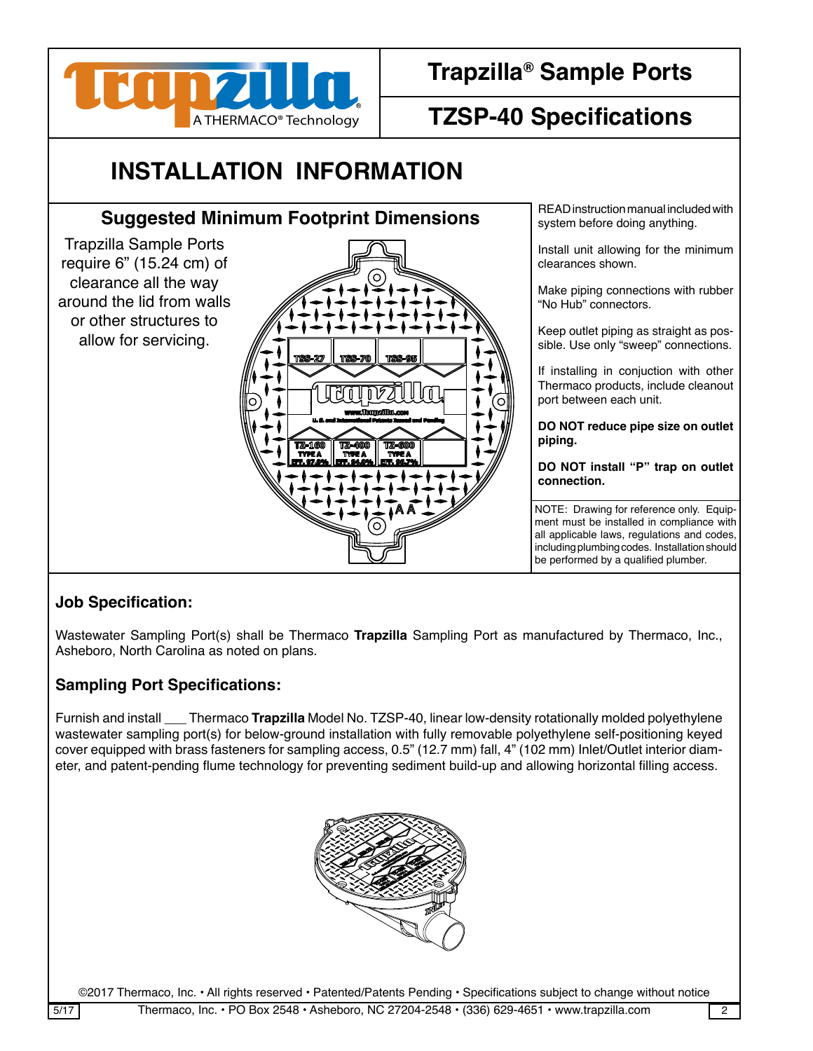# Trapzilla® Sample Ports

# TZSP-40 Specifications

## INSTALLATION INFORMATION

### Suggested Minimum Footprint Dimensions

Trapzilla Sample Ports require 6" (15.24 cm) of clearance all the way around the lid from walls or other structures to allow for servicing.

READ instruction manual included with system before doing anything.

Install unit allowing for the minimum clearances shown.

Make piping connections with rubber "No Hub" connectors.

Keep outlet piping as straight as possible. Use only "sweep" connections.

If installing in conjuction with other Thermaco products, include cleanout port between each unit.

**DO NOT reduce pipe size on outlet piping.**

**DO NOT install "P" trap on outlet connection.**

NOTE: Drawing for reference only. Equipment must be installed in compliance with all applicable laws, regulations and codes, including plumbing codes. Installation should be performed by a qualified plumber.

### Job Specification:

Wastewater Sampling Port(s) shall be Thermaco **Trapzilla** Sampling Port as manufactured by Thermaco, Inc., Asheboro, North Carolina as noted on plans.

### Sampling Port Specifications:

Furnish and install ___ Thermaco **Trapzilla** Model No. TZSP-40, linear low-density rotationally molded polyethylene wastewater sampling port(s) for below-ground installation with fully removable polyethylene self-positioning keyed cover equipped with brass fasteners for sampling access, 0.5" (12.7 mm) fall, 4" (102 mm) Inlet/Outlet interior diameter, and patent-pending flume technology for preventing sediment build-up and allowing horizontal filling access.

©2017 Thermaco, Inc. • All rights reserved • Patented/Patents Pending • Specifications subject to change without notice

5/17 Thermaco, Inc. • PO Box 2548 • Asheboro, NC 27204-2548 • (336) 629-4651 • www.trapzilla.com